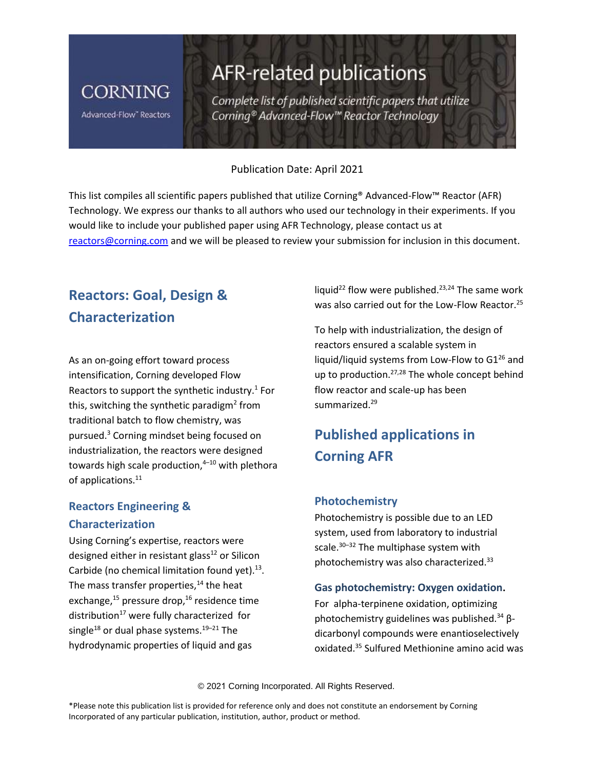CORNING

Advanced-Flow™ Reactors

# AFR-related publications

*Complete list of published scientific papers that utilize Corning® Advanced-Flow™ Reactor Technology*

Publication Date: April 2021

This list compiles all scientific papers published that utilize Corning® Advanced-Flow™ Reactor (AFR) Technology. We express our thanks to all authors who used our technology in their experiments. If you would like to include your published paper using AFR Technology, please contact us at reactors@corning.com and we will be pleased to review your submission for inclusion in this document.

## Reactors: Goal, Design & Characterization

As an on-going effort toward process intensification, Corning developed Flow Reactors to support the synthetic industry.[1] For this, switching the synthetic paradigm[2] from traditional batch to flow chemistry, was pursued.[3] Corning mindset being focused on industrialization, the reactors were designed towards high scale production,[4–10] with plethora of applications.[11]

### Reactors Engineering & Characterization

Using Corning's expertise, reactors were designed either in resistant glass[12] or Silicon Carbide (no chemical limitation found yet).[13]. The mass transfer properties,[14] the heat exchange,[15] pressure drop,[16] residence time distribution[17] were fully characterized for single[18] or dual phase systems.[19–21] The hydrodynamic properties of liquid and gas liquid[22] flow were published.[23,24] The same work was also carried out for the Low-Flow Reactor.[25]

To help with industrialization, the design of reactors ensured a scalable system in liquid/liquid systems from Low-Flow to G1[26] and up to production.[27,28] The whole concept behind flow reactor and scale-up has been summarized.[29]

## Published applications in Corning AFR

### Photochemistry

Photochemistry is possible due to an LED system, used from laboratory to industrial scale.[30–32] The multiphase system with photochemistry was also characterized.[33]

### Gas photochemistry: Oxygen oxidation.

For alpha-terpinene oxidation, optimizing photochemistry guidelines was published.[34] β-dicarbonyl compounds were enantioselectively oxidated.[35] Sulfured Methionine amino acid was

© 2021 Corning Incorporated. All Rights Reserved.

*Please note this publication list is provided for reference only and does not constitute an endorsement by Corning Incorporated of any particular publication, institution, author, product or method.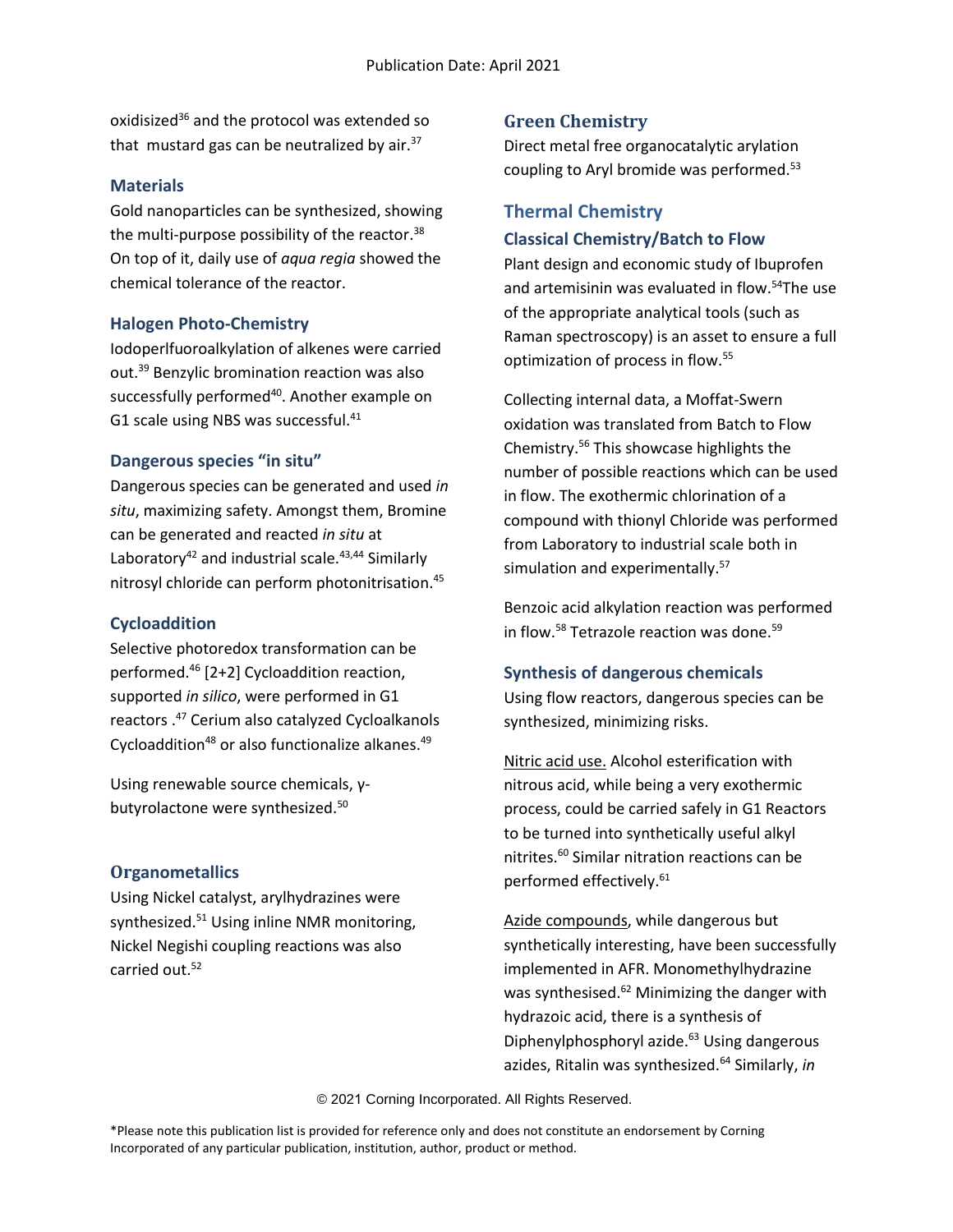oxidisized[36] and the protocol was extended so that mustard gas can be neutralized by air.[37]

### Materials

Gold nanoparticles can be synthesized, showing the multi-purpose possibility of the reactor.[38] On top of it, daily use of *aqua regia* showed the chemical tolerance of the reactor.

### Halogen Photo-Chemistry

Iodoperlfuoroalkylation of alkenes were carried out.[39] Benzylic bromination reaction was also successfully performed[40]. Another example on G1 scale using NBS was successful.[41]

### Dangerous species "in situ"

Dangerous species can be generated and used *in situ*, maximizing safety. Amongst them, Bromine can be generated and reacted *in situ* at Laboratory[42] and industrial scale.[43,44] Similarly nitrosyl chloride can perform photonitrisation.[45]

### Cycloaddition

Selective photoredox transformation can be performed.[46] [2+2] Cycloaddition reaction, supported *in silico*, were performed in G1 reactors .[47] Cerium also catalyzed Cycloalkanols Cycloaddition[48] or also functionalize alkanes.[49]

Using renewable source chemicals, γ-butyrolactone were synthesized.[50]

### Organometallics

Using Nickel catalyst, arylhydrazines were synthesized.[51] Using inline NMR monitoring, Nickel Negishi coupling reactions was also carried out.[52]

### Green Chemistry

Direct metal free organocatalytic arylation coupling to Aryl bromide was performed.[53]

## Thermal Chemistry

### Classical Chemistry/Batch to Flow

Plant design and economic study of Ibuprofen and artemisinin was evaluated in flow.[54]The use of the appropriate analytical tools (such as Raman spectroscopy) is an asset to ensure a full optimization of process in flow.[55]

Collecting internal data, a Moffat-Swern oxidation was translated from Batch to Flow Chemistry.[56] This showcase highlights the number of possible reactions which can be used in flow. The exothermic chlorination of a compound with thionyl Chloride was performed from Laboratory to industrial scale both in simulation and experimentally.[57]

Benzoic acid alkylation reaction was performed in flow.[58] Tetrazole reaction was done.[59]

### Synthesis of dangerous chemicals

Using flow reactors, dangerous species can be synthesized, minimizing risks.

Nitric acid use. Alcohol esterification with nitrous acid, while being a very exothermic process, could be carried safely in G1 Reactors to be turned into synthetically useful alkyl nitrites.[60] Similar nitration reactions can be performed effectively.[61]

Azide compounds, while dangerous but synthetically interesting, have been successfully implemented in AFR. Monomethylhydrazine was synthesised.[62] Minimizing the danger with hydrazoic acid, there is a synthesis of Diphenylphosphoryl azide.[63] Using dangerous azides, Ritalin was synthesized.[64] Similarly, *in*

© 2021 Corning Incorporated. All Rights Reserved.

*Please note this publication list is provided for reference only and does not constitute an endorsement by Corning Incorporated of any particular publication, institution, author, product or method.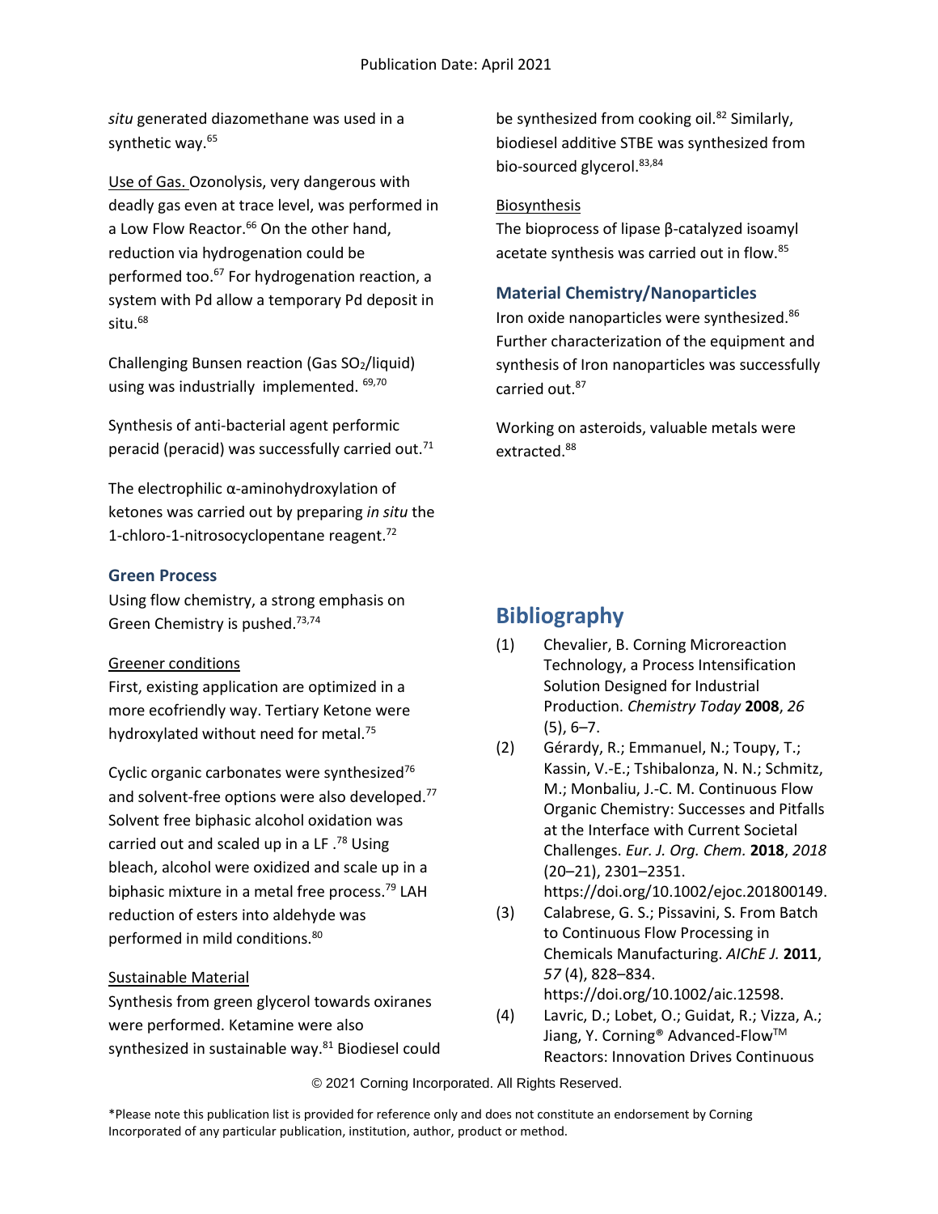*situ* generated diazomethane was used in a synthetic way.[65]

Use of Gas. Ozonolysis, very dangerous with deadly gas even at trace level, was performed in a Low Flow Reactor.[66] On the other hand, reduction via hydrogenation could be performed too.[67] For hydrogenation reaction, a system with Pd allow a temporary Pd deposit in situ.[68]

Challenging Bunsen reaction (Gas $SO_2$/liquid) using was industrially implemented. [69,70]

Synthesis of anti-bacterial agent performic peracid (peracid) was successfully carried out.[71]

The electrophilic α-aminohydroxylation of ketones was carried out by preparing *in situ* the 1-chloro-1-nitrosocyclopentane reagent.[72]

### Green Process

Using flow chemistry, a strong emphasis on Green Chemistry is pushed.[73,74]

Greener conditions

First, existing application are optimized in a more ecofriendly way. Tertiary Ketone were hydroxylated without need for metal.[75]

Cyclic organic carbonates were synthesized[76] and solvent-free options were also developed.[77] Solvent free biphasic alcohol oxidation was carried out and scaled up in a LF .[78] Using bleach, alcohol were oxidized and scale up in a biphasic mixture in a metal free process.[79] LAH reduction of esters into aldehyde was performed in mild conditions.[80]

Sustainable Material

Synthesis from green glycerol towards oxiranes were performed. Ketamine were also synthesized in sustainable way.[81] Biodiesel could be synthesized from cooking oil.[82] Similarly, biodiesel additive STBE was synthesized from bio-sourced glycerol.[83,84]

Biosynthesis

The bioprocess of lipase β-catalyzed isoamyl acetate synthesis was carried out in flow.[85]

### Material Chemistry/Nanoparticles

Iron oxide nanoparticles were synthesized.[86] Further characterization of the equipment and synthesis of Iron nanoparticles was successfully carried out.[87]

Working on asteroids, valuable metals were extracted.[88]

## Bibliography

(1) Chevalier, B. Corning Microreaction Technology, a Process Intensification Solution Designed for Industrial Production. *Chemistry Today* **2008**, *26* (5), 6–7.

(2) Gérardy, R.; Emmanuel, N.; Toupy, T.; Kassin, V.-E.; Tshibalonza, N. N.; Schmitz, M.; Monbaliu, J.-C. M. Continuous Flow Organic Chemistry: Successes and Pitfalls at the Interface with Current Societal Challenges. *Eur. J. Org. Chem.* **2018**, *2018* (20–21), 2301–2351. https://doi.org/10.1002/ejoc.201800149.

(3) Calabrese, G. S.; Pissavini, S. From Batch to Continuous Flow Processing in Chemicals Manufacturing. *AIChE J.* **2011**, *57* (4), 828–834. https://doi.org/10.1002/aic.12598.

(4) Lavric, D.; Lobet, O.; Guidat, R.; Vizza, A.; Jiang, Y. Corning® Advanced-Flow™ Reactors: Innovation Drives Continuous

© 2021 Corning Incorporated. All Rights Reserved.

*Please note this publication list is provided for reference only and does not constitute an endorsement by Corning Incorporated of any particular publication, institution, author, product or method.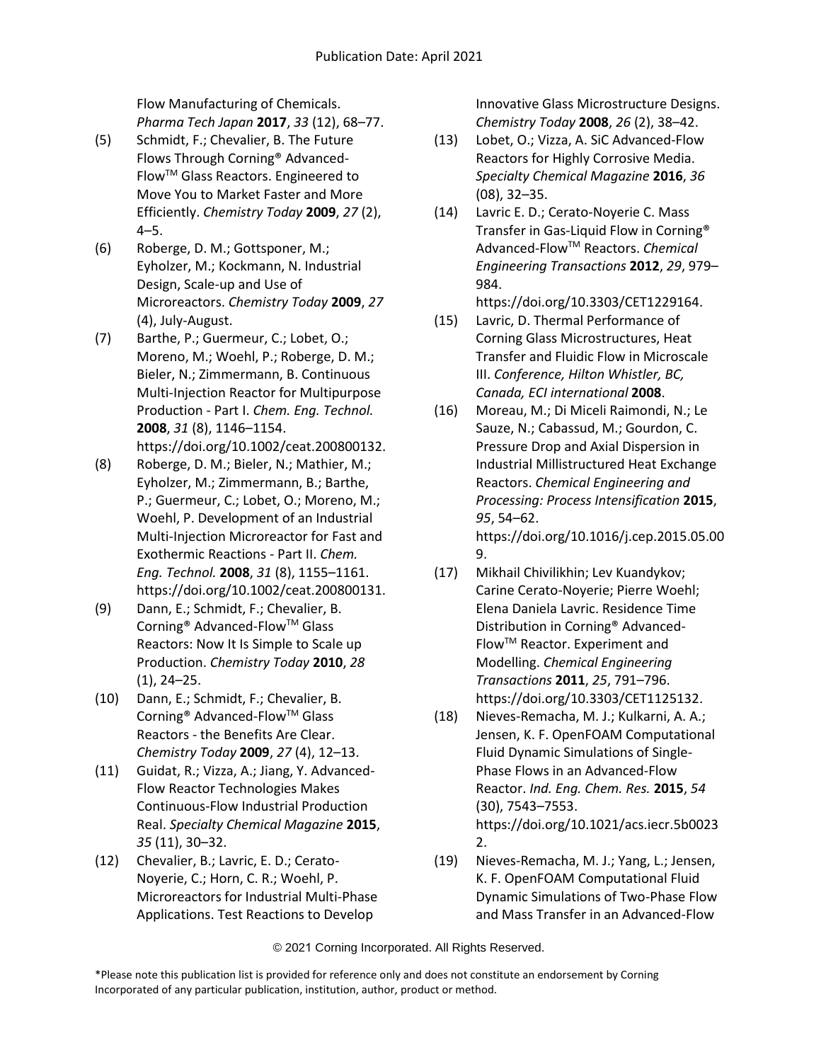Flow Manufacturing of Chemicals. *Pharma Tech Japan* **2017**, *33* (12), 68–77.

(5) Schmidt, F.; Chevalier, B. The Future Flows Through Corning® Advanced-Flow™ Glass Reactors. Engineered to Move You to Market Faster and More Efficiently. *Chemistry Today* **2009**, *27* (2), 4–5.

(6) Roberge, D. M.; Gottsponer, M.; Eyholzer, M.; Kockmann, N. Industrial Design, Scale-up and Use of Microreactors. *Chemistry Today* **2009**, *27* (4), July-August.

(7) Barthe, P.; Guermeur, C.; Lobet, O.; Moreno, M.; Woehl, P.; Roberge, D. M.; Bieler, N.; Zimmermann, B. Continuous Multi-Injection Reactor for Multipurpose Production - Part I. *Chem. Eng. Technol.* **2008**, *31* (8), 1146–1154. https://doi.org/10.1002/ceat.200800132.

(8) Roberge, D. M.; Bieler, N.; Mathier, M.; Eyholzer, M.; Zimmermann, B.; Barthe, P.; Guermeur, C.; Lobet, O.; Moreno, M.; Woehl, P. Development of an Industrial Multi-Injection Microreactor for Fast and Exothermic Reactions - Part II. *Chem. Eng. Technol.* **2008**, *31* (8), 1155–1161. https://doi.org/10.1002/ceat.200800131.

(9) Dann, E.; Schmidt, F.; Chevalier, B. Corning® Advanced-Flow™ Glass Reactors: Now It Is Simple to Scale up Production. *Chemistry Today* **2010**, *28* (1), 24–25.

(10) Dann, E.; Schmidt, F.; Chevalier, B. Corning® Advanced-Flow™ Glass Reactors - the Benefits Are Clear. *Chemistry Today* **2009**, *27* (4), 12–13.

(11) Guidat, R.; Vizza, A.; Jiang, Y. Advanced-Flow Reactor Technologies Makes Continuous-Flow Industrial Production Real. *Specialty Chemical Magazine* **2015**, *35* (11), 30–32.

(12) Chevalier, B.; Lavric, E. D.; Cerato-Noyerie, C.; Horn, C. R.; Woehl, P. Microreactors for Industrial Multi-Phase Applications. Test Reactions to Develop Innovative Glass Microstructure Designs. *Chemistry Today* **2008**, *26* (2), 38–42.

(13) Lobet, O.; Vizza, A. SiC Advanced-Flow Reactors for Highly Corrosive Media. *Specialty Chemical Magazine* **2016**, *36* (08), 32–35.

(14) Lavric E. D.; Cerato-Noyerie C. Mass Transfer in Gas-Liquid Flow in Corning® Advanced-Flow™ Reactors. *Chemical Engineering Transactions* **2012**, *29*, 979–984. https://doi.org/10.3303/CET1229164.

(15) Lavric, D. Thermal Performance of Corning Glass Microstructures, Heat Transfer and Fluidic Flow in Microscale III. *Conference, Hilton Whistler, BC, Canada, ECI international* **2008**.

(16) Moreau, M.; Di Miceli Raimondi, N.; Le Sauze, N.; Cabassud, M.; Gourdon, C. Pressure Drop and Axial Dispersion in Industrial Millistructured Heat Exchange Reactors. *Chemical Engineering and Processing: Process Intensification* **2015**, *95*, 54–62. https://doi.org/10.1016/j.cep.2015.05.009.

(17) Mikhail Chivilikhin; Lev Kuandykov; Carine Cerato-Noyerie; Pierre Woehl; Elena Daniela Lavric. Residence Time Distribution in Corning® Advanced-Flow™ Reactor. Experiment and Modelling. *Chemical Engineering Transactions* **2011**, *25*, 791–796. https://doi.org/10.3303/CET1125132.

(18) Nieves-Remacha, M. J.; Kulkarni, A. A.; Jensen, K. F. OpenFOAM Computational Fluid Dynamic Simulations of Single-Phase Flows in an Advanced-Flow Reactor. *Ind. Eng. Chem. Res.* **2015**, *54* (30), 7543–7553. https://doi.org/10.1021/acs.iecr.5b00232.

(19) Nieves-Remacha, M. J.; Yang, L.; Jensen, K. F. OpenFOAM Computational Fluid Dynamic Simulations of Two-Phase Flow and Mass Transfer in an Advanced-Flow

*Please note this publication list is provided for reference only and does not constitute an endorsement by Corning Incorporated of any particular publication, institution, author, product or method.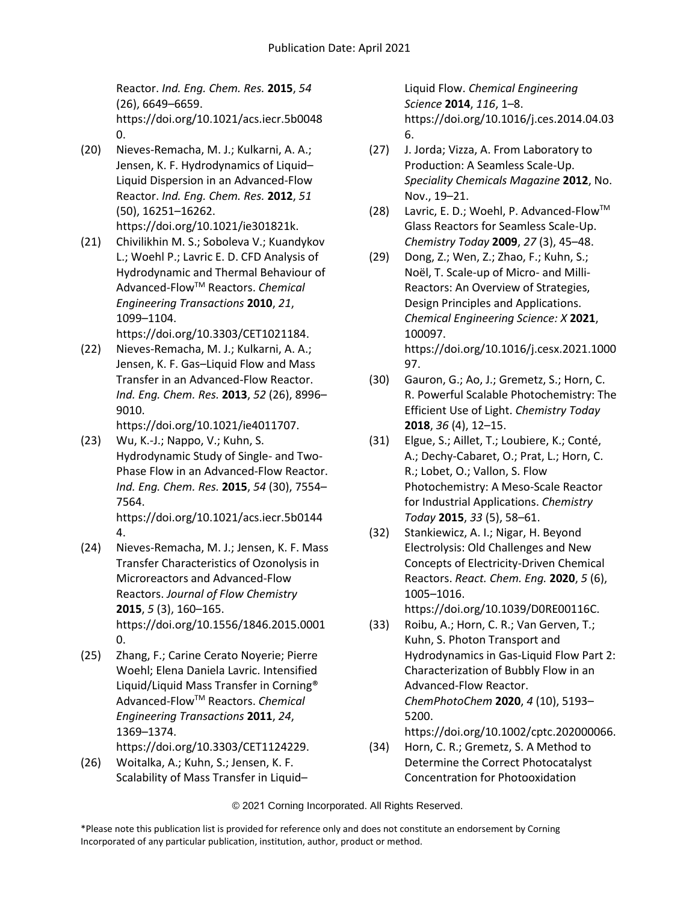Reactor. *Ind. Eng. Chem. Res.* **2015**, *54* (26), 6649–6659. https://doi.org/10.1021/acs.iecr.5b00480.

(20) Nieves-Remacha, M. J.; Kulkarni, A. A.; Jensen, K. F. Hydrodynamics of Liquid–Liquid Dispersion in an Advanced-Flow Reactor. *Ind. Eng. Chem. Res.* **2012**, *51* (50), 16251–16262. https://doi.org/10.1021/ie301821k.

(21) Chivilikhin M. S.; Soboleva V.; Kuandykov L.; Woehl P.; Lavric E. D. CFD Analysis of Hydrodynamic and Thermal Behaviour of Advanced-Flow™ Reactors. *Chemical Engineering Transactions* **2010**, *21*, 1099–1104. https://doi.org/10.3303/CET1021184.

(22) Nieves-Remacha, M. J.; Kulkarni, A. A.; Jensen, K. F. Gas–Liquid Flow and Mass Transfer in an Advanced-Flow Reactor. *Ind. Eng. Chem. Res.* **2013**, *52* (26), 8996–9010. https://doi.org/10.1021/ie4011707.

(23) Wu, K.-J.; Nappo, V.; Kuhn, S. Hydrodynamic Study of Single- and Two-Phase Flow in an Advanced-Flow Reactor. *Ind. Eng. Chem. Res.* **2015**, *54* (30), 7554–7564. https://doi.org/10.1021/acs.iecr.5b01444.

(24) Nieves-Remacha, M. J.; Jensen, K. F. Mass Transfer Characteristics of Ozonolysis in Microreactors and Advanced-Flow Reactors. *Journal of Flow Chemistry* **2015**, *5* (3), 160–165. https://doi.org/10.1556/1846.2015.00010.

(25) Zhang, F.; Carine Cerato Noyerie; Pierre Woehl; Elena Daniela Lavric. Intensified Liquid/Liquid Mass Transfer in Corning® Advanced-Flow™ Reactors. *Chemical Engineering Transactions* **2011**, *24*, 1369–1374. https://doi.org/10.3303/CET1124229.

(26) Woitalka, A.; Kuhn, S.; Jensen, K. F. Scalability of Mass Transfer in Liquid–Liquid Flow. *Chemical Engineering Science* **2014**, *116*, 1–8. https://doi.org/10.1016/j.ces.2014.04.036.

(27) J. Jorda; Vizza, A. From Laboratory to Production: A Seamless Scale-Up. *Speciality Chemicals Magazine* **2012**, No. Nov., 19–21.

(28) Lavric, E. D.; Woehl, P. Advanced-Flow™ Glass Reactors for Seamless Scale-Up. *Chemistry Today* **2009**, *27* (3), 45–48.

(29) Dong, Z.; Wen, Z.; Zhao, F.; Kuhn, S.; Noël, T. Scale-up of Micro- and Milli-Reactors: An Overview of Strategies, Design Principles and Applications. *Chemical Engineering Science: X* **2021**, 100097. https://doi.org/10.1016/j.cesx.2021.100097.

(30) Gauron, G.; Ao, J.; Gremetz, S.; Horn, C. R. Powerful Scalable Photochemistry: The Efficient Use of Light. *Chemistry Today* **2018**, *36* (4), 12–15.

(31) Elgue, S.; Aillet, T.; Loubiere, K.; Conté, A.; Dechy-Cabaret, O.; Prat, L.; Horn, C. R.; Lobet, O.; Vallon, S. Flow Photochemistry: A Meso-Scale Reactor for Industrial Applications. *Chemistry Today* **2015**, *33* (5), 58–61.

(32) Stankiewicz, A. I.; Nigar, H. Beyond Electrolysis: Old Challenges and New Concepts of Electricity-Driven Chemical Reactors. *React. Chem. Eng.* **2020**, *5* (6), 1005–1016. https://doi.org/10.1039/D0RE00116C.

(33) Roibu, A.; Horn, C. R.; Van Gerven, T.; Kuhn, S. Photon Transport and Hydrodynamics in Gas-Liquid Flow Part 2: Characterization of Bubbly Flow in an Advanced-Flow Reactor. *ChemPhotoChem* **2020**, *4* (10), 5193–5200. https://doi.org/10.1002/cptc.202000066.

(34) Horn, C. R.; Gremetz, S. A Method to Determine the Correct Photocatalyst Concentration for Photooxidation

© 2021 Corning Incorporated. All Rights Reserved.

*Please note this publication list is provided for reference only and does not constitute an endorsement by Corning Incorporated of any particular publication, institution, author, product or method.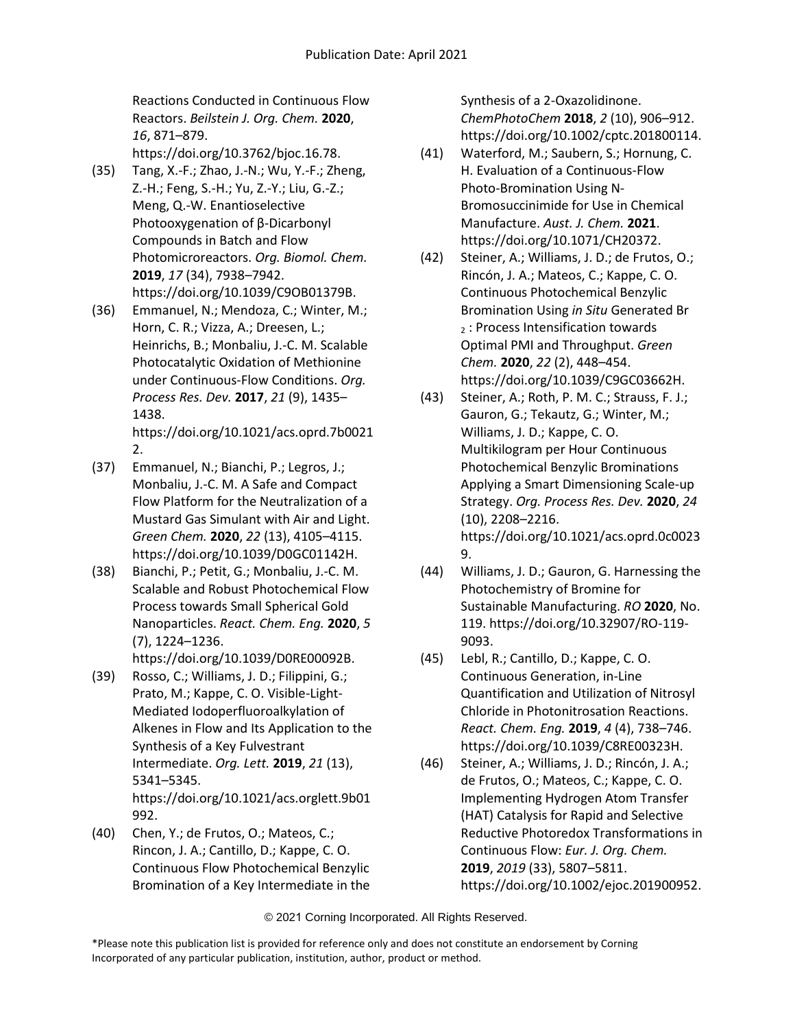Reactions Conducted in Continuous Flow Reactors. *Beilstein J. Org. Chem.* **2020**, *16*, 871–879. https://doi.org/10.3762/bjoc.16.78.

(35) Tang, X.-F.; Zhao, J.-N.; Wu, Y.-F.; Zheng, Z.-H.; Feng, S.-H.; Yu, Z.-Y.; Liu, G.-Z.; Meng, Q.-W. Enantioselective Photooxygenation of β-Dicarbonyl Compounds in Batch and Flow Photomicroreactors. *Org. Biomol. Chem.* **2019**, *17* (34), 7938–7942. https://doi.org/10.1039/C9OB01379B.

(36) Emmanuel, N.; Mendoza, C.; Winter, M.; Horn, C. R.; Vizza, A.; Dreesen, L.; Heinrichs, B.; Monbaliu, J.-C. M. Scalable Photocatalytic Oxidation of Methionine under Continuous-Flow Conditions. *Org. Process Res. Dev.* **2017**, *21* (9), 1435–1438. https://doi.org/10.1021/acs.oprd.7b00212.

(37) Emmanuel, N.; Bianchi, P.; Legros, J.; Monbaliu, J.-C. M. A Safe and Compact Flow Platform for the Neutralization of a Mustard Gas Simulant with Air and Light. *Green Chem.* **2020**, *22* (13), 4105–4115. https://doi.org/10.1039/D0GC01142H.

(38) Bianchi, P.; Petit, G.; Monbaliu, J.-C. M. Scalable and Robust Photochemical Flow Process towards Small Spherical Gold Nanoparticles. *React. Chem. Eng.* **2020**, *5* (7), 1224–1236. https://doi.org/10.1039/D0RE00092B.

(39) Rosso, C.; Williams, J. D.; Filippini, G.; Prato, M.; Kappe, C. O. Visible-Light-Mediated Iodoperfluoroalkylation of Alkenes in Flow and Its Application to the Synthesis of a Key Fulvestrant Intermediate. *Org. Lett.* **2019**, *21* (13), 5341–5345. https://doi.org/10.1021/acs.orglett.9b01992.

(40) Chen, Y.; de Frutos, O.; Mateos, C.; Rincon, J. A.; Cantillo, D.; Kappe, C. O. Continuous Flow Photochemical Benzylic Bromination of a Key Intermediate in the Synthesis of a 2-Oxazolidinone. *ChemPhotoChem* **2018**, *2* (10), 906–912. https://doi.org/10.1002/cptc.201800114.

(41) Waterford, M.; Saubern, S.; Hornung, C. H. Evaluation of a Continuous-Flow Photo-Bromination Using N-Bromosuccinimide for Use in Chemical Manufacture. *Aust. J. Chem.* **2021**. https://doi.org/10.1071/CH20372.

(42) Steiner, A.; Williams, J. D.; de Frutos, O.; Rincón, J. A.; Mateos, C.; Kappe, C. O. Continuous Photochemical Benzylic Bromination Using *in Situ* Generated $Br_2$: Process Intensification towards Optimal PMI and Throughput. *Green Chem.* **2020**, *22* (2), 448–454. https://doi.org/10.1039/C9GC03662H.

(43) Steiner, A.; Roth, P. M. C.; Strauss, F. J.; Gauron, G.; Tekautz, G.; Winter, M.; Williams, J. D.; Kappe, C. O. Multikilogram per Hour Continuous Photochemical Benzylic Brominations Applying a Smart Dimensioning Scale-up Strategy. *Org. Process Res. Dev.* **2020**, *24* (10), 2208–2216. https://doi.org/10.1021/acs.oprd.0c00239.

(44) Williams, J. D.; Gauron, G. Harnessing the Photochemistry of Bromine for Sustainable Manufacturing. *RO* **2020**, No. 119. https://doi.org/10.32907/RO-119-9093.

(45) Lebl, R.; Cantillo, D.; Kappe, C. O. Continuous Generation, in-Line Quantification and Utilization of Nitrosyl Chloride in Photonitrosation Reactions. *React. Chem. Eng.* **2019**, *4* (4), 738–746. https://doi.org/10.1039/C8RE00323H.

(46) Steiner, A.; Williams, J. D.; Rincón, J. A.; de Frutos, O.; Mateos, C.; Kappe, C. O. Implementing Hydrogen Atom Transfer (HAT) Catalysis for Rapid and Selective Reductive Photoredox Transformations in Continuous Flow: *Eur. J. Org. Chem.* **2019**, *2019* (33), 5807–5811. https://doi.org/10.1002/ejoc.201900952.

© 2021 Corning Incorporated. All Rights Reserved.

*Please note this publication list is provided for reference only and does not constitute an endorsement by Corning Incorporated of any particular publication, institution, author, product or method.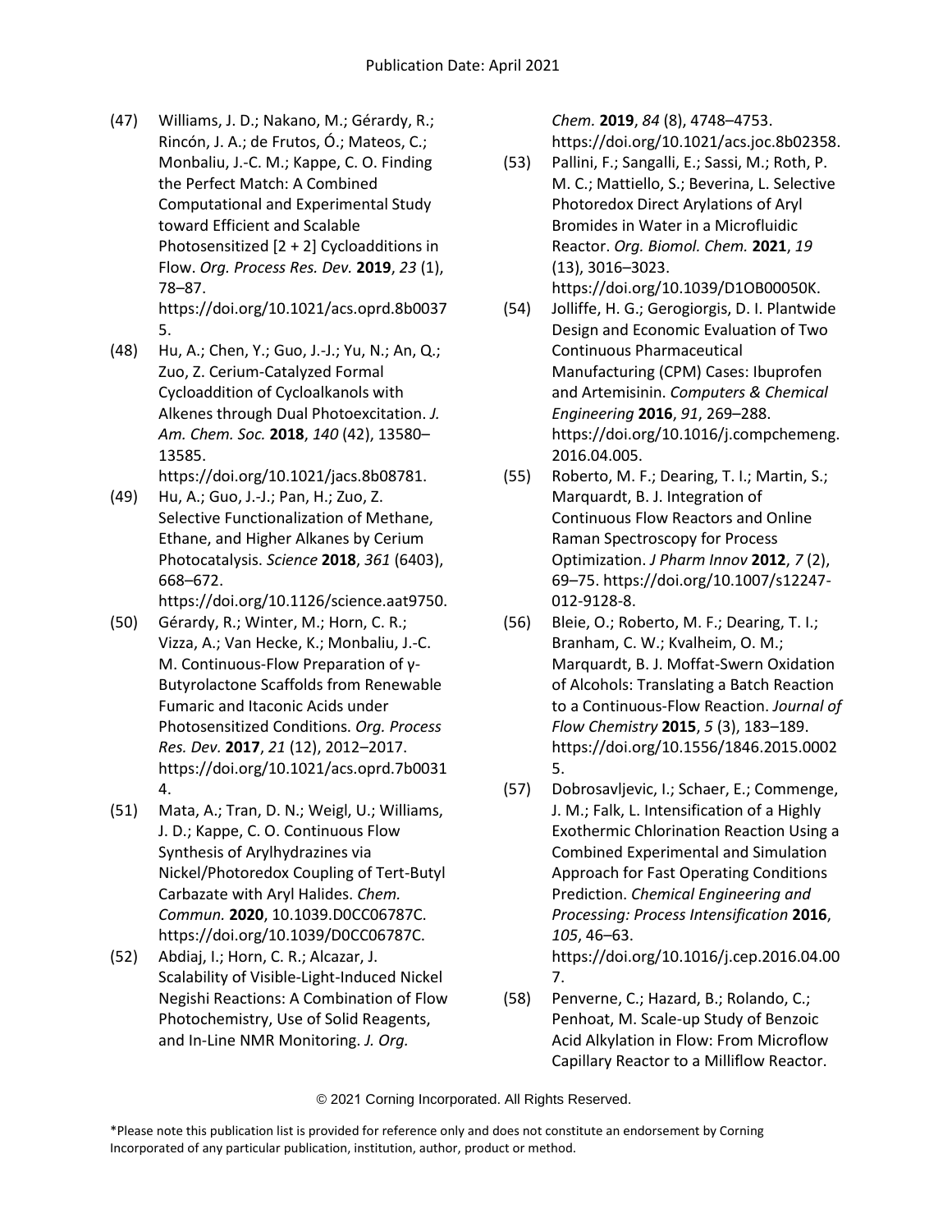(47) Williams, J. D.; Nakano, M.; Gérardy, R.; Rincón, J. A.; de Frutos, Ó.; Mateos, C.; Monbaliu, J.-C. M.; Kappe, C. O. Finding the Perfect Match: A Combined Computational and Experimental Study toward Efficient and Scalable Photosensitized [2 + 2] Cycloadditions in Flow. *Org. Process Res. Dev.* **2019**, *23* (1), 78–87. https://doi.org/10.1021/acs.oprd.8b00375.

(48) Hu, A.; Chen, Y.; Guo, J.-J.; Yu, N.; An, Q.; Zuo, Z. Cerium-Catalyzed Formal Cycloaddition of Cycloalkanols with Alkenes through Dual Photoexcitation. *J. Am. Chem. Soc.* **2018**, *140* (42), 13580–13585. https://doi.org/10.1021/jacs.8b08781.

(49) Hu, A.; Guo, J.-J.; Pan, H.; Zuo, Z. Selective Functionalization of Methane, Ethane, and Higher Alkanes by Cerium Photocatalysis. *Science* **2018**, *361* (6403), 668–672. https://doi.org/10.1126/science.aat9750.

(50) Gérardy, R.; Winter, M.; Horn, C. R.; Vizza, A.; Van Hecke, K.; Monbaliu, J.-C. M. Continuous-Flow Preparation of γ-Butyrolactone Scaffolds from Renewable Fumaric and Itaconic Acids under Photosensitized Conditions. *Org. Process Res. Dev.* **2017**, *21* (12), 2012–2017. https://doi.org/10.1021/acs.oprd.7b00314.

(51) Mata, A.; Tran, D. N.; Weigl, U.; Williams, J. D.; Kappe, C. O. Continuous Flow Synthesis of Arylhydrazines via Nickel/Photoredox Coupling of Tert-Butyl Carbazate with Aryl Halides. *Chem. Commun.* **2020**, 10.1039.D0CC06787C. https://doi.org/10.1039/D0CC06787C.

(52) Abdiaj, I.; Horn, C. R.; Alcazar, J. Scalability of Visible-Light-Induced Nickel Negishi Reactions: A Combination of Flow Photochemistry, Use of Solid Reagents, and In-Line NMR Monitoring. *J. Org. Chem.* **2019**, *84* (8), 4748–4753. https://doi.org/10.1021/acs.joc.8b02358.

(53) Pallini, F.; Sangalli, E.; Sassi, M.; Roth, P. M. C.; Mattiello, S.; Beverina, L. Selective Photoredox Direct Arylations of Aryl Bromides in Water in a Microfluidic Reactor. *Org. Biomol. Chem.* **2021**, *19* (13), 3016–3023. https://doi.org/10.1039/D1OB00050K.

(54) Jolliffe, H. G.; Gerogiorgis, D. I. Plantwide Design and Economic Evaluation of Two Continuous Pharmaceutical Manufacturing (CPM) Cases: Ibuprofen and Artemisinin. *Computers & Chemical Engineering* **2016**, *91*, 269–288. https://doi.org/10.1016/j.compchemeng.2016.04.005.

(55) Roberto, M. F.; Dearing, T. I.; Martin, S.; Marquardt, B. J. Integration of Continuous Flow Reactors and Online Raman Spectroscopy for Process Optimization. *J Pharm Innov* **2012**, *7* (2), 69–75. https://doi.org/10.1007/s12247-012-9128-8.

(56) Bleie, O.; Roberto, M. F.; Dearing, T. I.; Branham, C. W.; Kvalheim, O. M.; Marquardt, B. J. Moffat-Swern Oxidation of Alcohols: Translating a Batch Reaction to a Continuous-Flow Reaction. *Journal of Flow Chemistry* **2015**, *5* (3), 183–189. https://doi.org/10.1556/1846.2015.00025.

(57) Dobrosavljevic, I.; Schaer, E.; Commenge, J. M.; Falk, L. Intensification of a Highly Exothermic Chlorination Reaction Using a Combined Experimental and Simulation Approach for Fast Operating Conditions Prediction. *Chemical Engineering and Processing: Process Intensification* **2016**, *105*, 46–63. https://doi.org/10.1016/j.cep.2016.04.007.

(58) Penverne, C.; Hazard, B.; Rolando, C.; Penhoat, M. Scale-up Study of Benzoic Acid Alkylation in Flow: From Microflow Capillary Reactor to a Milliflow Reactor.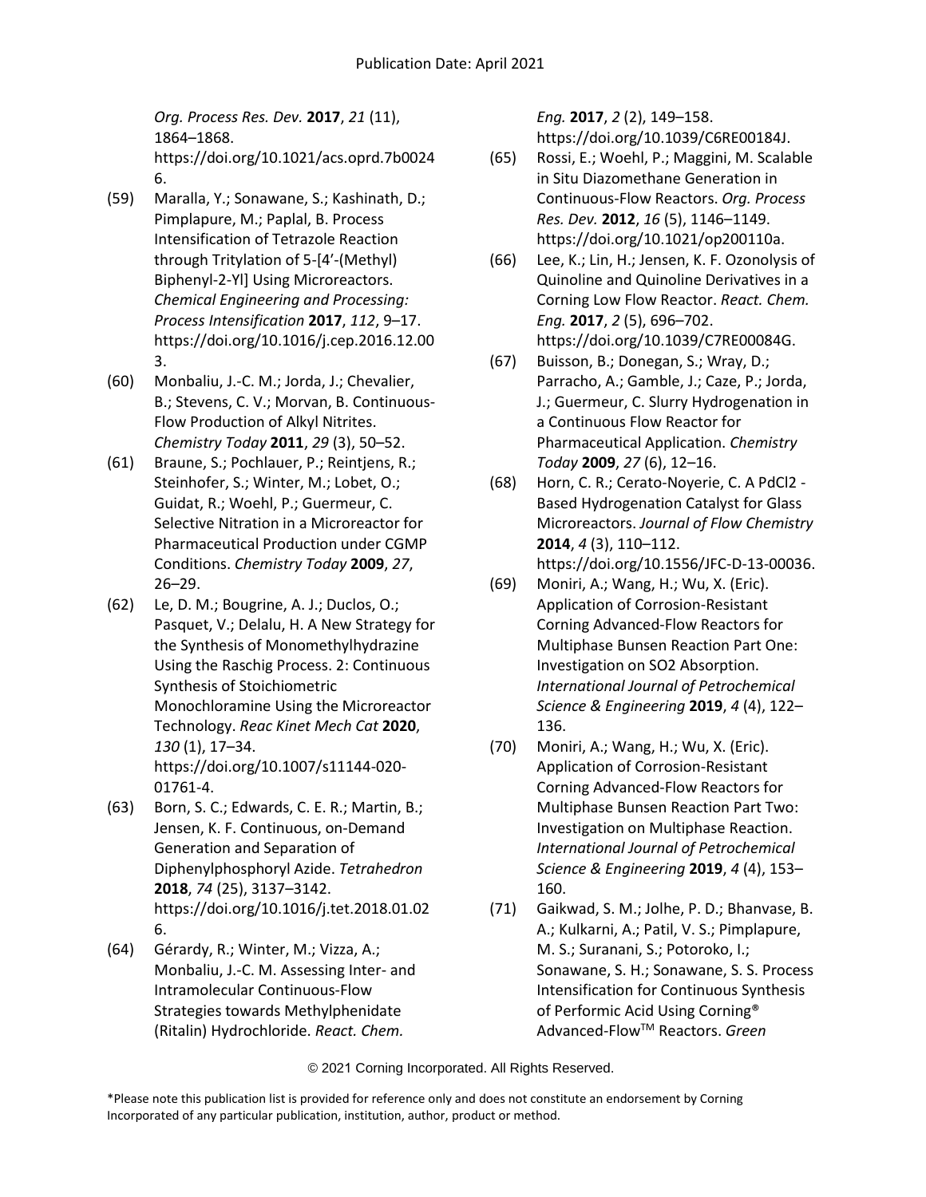*Org. Process Res. Dev.* **2017**, *21* (11), 1864–1868. https://doi.org/10.1021/acs.oprd.7b00246.

(59) Maralla, Y.; Sonawane, S.; Kashinath, D.; Pimplapure, M.; Paplal, B. Process Intensification of Tetrazole Reaction through Tritylation of 5-[4'-(Methyl) Biphenyl-2-Yl] Using Microreactors. *Chemical Engineering and Processing: Process Intensification* **2017**, *112*, 9–17. https://doi.org/10.1016/j.cep.2016.12.003.

(60) Monbaliu, J.-C. M.; Jorda, J.; Chevalier, B.; Stevens, C. V.; Morvan, B. Continuous-Flow Production of Alkyl Nitrites. *Chemistry Today* **2011**, *29* (3), 50–52.

(61) Braune, S.; Pochlauer, P.; Reintjens, R.; Steinhofer, S.; Winter, M.; Lobet, O.; Guidat, R.; Woehl, P.; Guermeur, C. Selective Nitration in a Microreactor for Pharmaceutical Production under CGMP Conditions. *Chemistry Today* **2009**, *27*, 26–29.

(62) Le, D. M.; Bougrine, A. J.; Duclos, O.; Pasquet, V.; Delalu, H. A New Strategy for the Synthesis of Monomethylhydrazine Using the Raschig Process. 2: Continuous Synthesis of Stoichiometric Monochloramine Using the Microreactor Technology. *Reac Kinet Mech Cat* **2020**, *130* (1), 17–34. https://doi.org/10.1007/s11144-020-01761-4.

(63) Born, S. C.; Edwards, C. E. R.; Martin, B.; Jensen, K. F. Continuous, on-Demand Generation and Separation of Diphenylphosphoryl Azide. *Tetrahedron* **2018**, *74* (25), 3137–3142. https://doi.org/10.1016/j.tet.2018.01.026.

(64) Gérardy, R.; Winter, M.; Vizza, A.; Monbaliu, J.-C. M. Assessing Inter- and Intramolecular Continuous-Flow Strategies towards Methylphenidate (Ritalin) Hydrochloride. *React. Chem. Eng.* **2017**, *2* (2), 149–158. https://doi.org/10.1039/C6RE00184J.

(65) Rossi, E.; Woehl, P.; Maggini, M. Scalable in Situ Diazomethane Generation in Continuous-Flow Reactors. *Org. Process Res. Dev.* **2012**, *16* (5), 1146–1149. https://doi.org/10.1021/op200110a.

(66) Lee, K.; Lin, H.; Jensen, K. F. Ozonolysis of Quinoline and Quinoline Derivatives in a Corning Low Flow Reactor. *React. Chem. Eng.* **2017**, *2* (5), 696–702. https://doi.org/10.1039/C7RE00084G.

(67) Buisson, B.; Donegan, S.; Wray, D.; Parracho, A.; Gamble, J.; Caze, P.; Jorda, J.; Guermeur, C. Slurry Hydrogenation in a Continuous Flow Reactor for Pharmaceutical Application. *Chemistry Today* **2009**, *27* (6), 12–16.

(68) Horn, C. R.; Cerato-Noyerie, C. A PdCl2 - Based Hydrogenation Catalyst for Glass Microreactors. *Journal of Flow Chemistry* **2014**, *4* (3), 110–112. https://doi.org/10.1556/JFC-D-13-00036.

(69) Moniri, A.; Wang, H.; Wu, X. (Eric). Application of Corrosion-Resistant Corning Advanced-Flow Reactors for Multiphase Bunsen Reaction Part One: Investigation on SO2 Absorption. *International Journal of Petrochemical Science & Engineering* **2019**, *4* (4), 122–136.

(70) Moniri, A.; Wang, H.; Wu, X. (Eric). Application of Corrosion-Resistant Corning Advanced-Flow Reactors for Multiphase Bunsen Reaction Part Two: Investigation on Multiphase Reaction. *International Journal of Petrochemical Science & Engineering* **2019**, *4* (4), 153–160.

(71) Gaikwad, S. M.; Jolhe, P. D.; Bhanvase, B. A.; Kulkarni, A.; Patil, V. S.; Pimplapure, M. S.; Suranani, S.; Potoroko, I.; Sonawane, S. H.; Sonawane, S. S. Process Intensification for Continuous Synthesis of Performic Acid Using Corning® Advanced-Flow™ Reactors. *Green*

© 2021 Corning Incorporated. All Rights Reserved.

*Please note this publication list is provided for reference only and does not constitute an endorsement by Corning Incorporated of any particular publication, institution, author, product or method.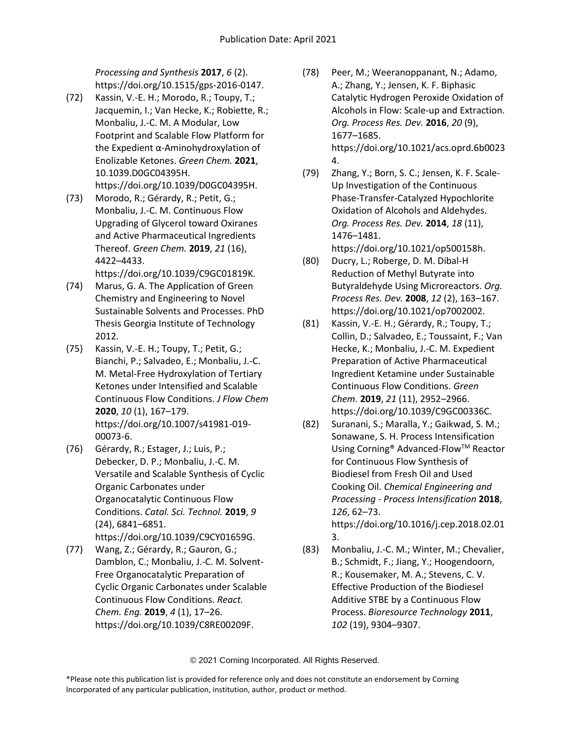Processing and Synthesis **2017**, *6* (2). https://doi.org/10.1515/gps-2016-0147.

(72) Kassin, V.-E. H.; Morodo, R.; Toupy, T.; Jacquemin, I.; Van Hecke, K.; Robiette, R.; Monbaliu, J.-C. M. A Modular, Low Footprint and Scalable Flow Platform for the Expedient α-Aminohydroxylation of Enolizable Ketones. *Green Chem.* **2021**, 10.1039.D0GC04395H. https://doi.org/10.1039/D0GC04395H.

(73) Morodo, R.; Gérardy, R.; Petit, G.; Monbaliu, J.-C. M. Continuous Flow Upgrading of Glycerol toward Oxiranes and Active Pharmaceutical Ingredients Thereof. *Green Chem.* **2019**, *21* (16), 4422–4433. https://doi.org/10.1039/C9GC01819K.

(74) Marus, G. A. The Application of Green Chemistry and Engineering to Novel Sustainable Solvents and Processes. PhD Thesis Georgia Institute of Technology 2012.

(75) Kassin, V.-E. H.; Toupy, T.; Petit, G.; Bianchi, P.; Salvadeo, E.; Monbaliu, J.-C. M. Metal-Free Hydroxylation of Tertiary Ketones under Intensified and Scalable Continuous Flow Conditions. *J Flow Chem* **2020**, *10* (1), 167–179. https://doi.org/10.1007/s41981-019-00073-6.

(76) Gérardy, R.; Estager, J.; Luis, P.; Debecker, D. P.; Monbaliu, J.-C. M. Versatile and Scalable Synthesis of Cyclic Organic Carbonates under Organocatalytic Continuous Flow Conditions. *Catal. Sci. Technol.* **2019**, *9* (24), 6841–6851. https://doi.org/10.1039/C9CY01659G.

(77) Wang, Z.; Gérardy, R.; Gauron, G.; Damblon, C.; Monbaliu, J.-C. M. Solvent-Free Organocatalytic Preparation of Cyclic Organic Carbonates under Scalable Continuous Flow Conditions. *React. Chem. Eng.* **2019**, *4* (1), 17–26. https://doi.org/10.1039/C8RE00209F.

(78) Peer, M.; Weeranoppanant, N.; Adamo, A.; Zhang, Y.; Jensen, K. F. Biphasic Catalytic Hydrogen Peroxide Oxidation of Alcohols in Flow: Scale-up and Extraction. *Org. Process Res. Dev.* **2016**, *20* (9), 1677–1685. https://doi.org/10.1021/acs.oprd.6b00234.

(79) Zhang, Y.; Born, S. C.; Jensen, K. F. Scale-Up Investigation of the Continuous Phase-Transfer-Catalyzed Hypochlorite Oxidation of Alcohols and Aldehydes. *Org. Process Res. Dev.* **2014**, *18* (11), 1476–1481. https://doi.org/10.1021/op500158h.

(80) Ducry, L.; Roberge, D. M. Dibal-H Reduction of Methyl Butyrate into Butyraldehyde Using Microreactors. *Org. Process Res. Dev.* **2008**, *12* (2), 163–167. https://doi.org/10.1021/op7002002.

(81) Kassin, V.-E. H.; Gérardy, R.; Toupy, T.; Collin, D.; Salvadeo, E.; Toussaint, F.; Van Hecke, K.; Monbaliu, J.-C. M. Expedient Preparation of Active Pharmaceutical Ingredient Ketamine under Sustainable Continuous Flow Conditions. *Green Chem.* **2019**, *21* (11), 2952–2966. https://doi.org/10.1039/C9GC00336C.

(82) Suranani, S.; Maralla, Y.; Gaikwad, S. M.; Sonawane, S. H. Process Intensification Using Corning® Advanced-Flow™ Reactor for Continuous Flow Synthesis of Biodiesel from Fresh Oil and Used Cooking Oil. *Chemical Engineering and Processing - Process Intensification* **2018**, *126*, 62–73. https://doi.org/10.1016/j.cep.2018.02.013.

(83) Monbaliu, J.-C. M.; Winter, M.; Chevalier, B.; Schmidt, F.; Jiang, Y.; Hoogendoorn, R.; Kousemaker, M. A.; Stevens, C. V. Effective Production of the Biodiesel Additive STBE by a Continuous Flow Process. *Bioresource Technology* **2011**, *102* (19), 9304–9307.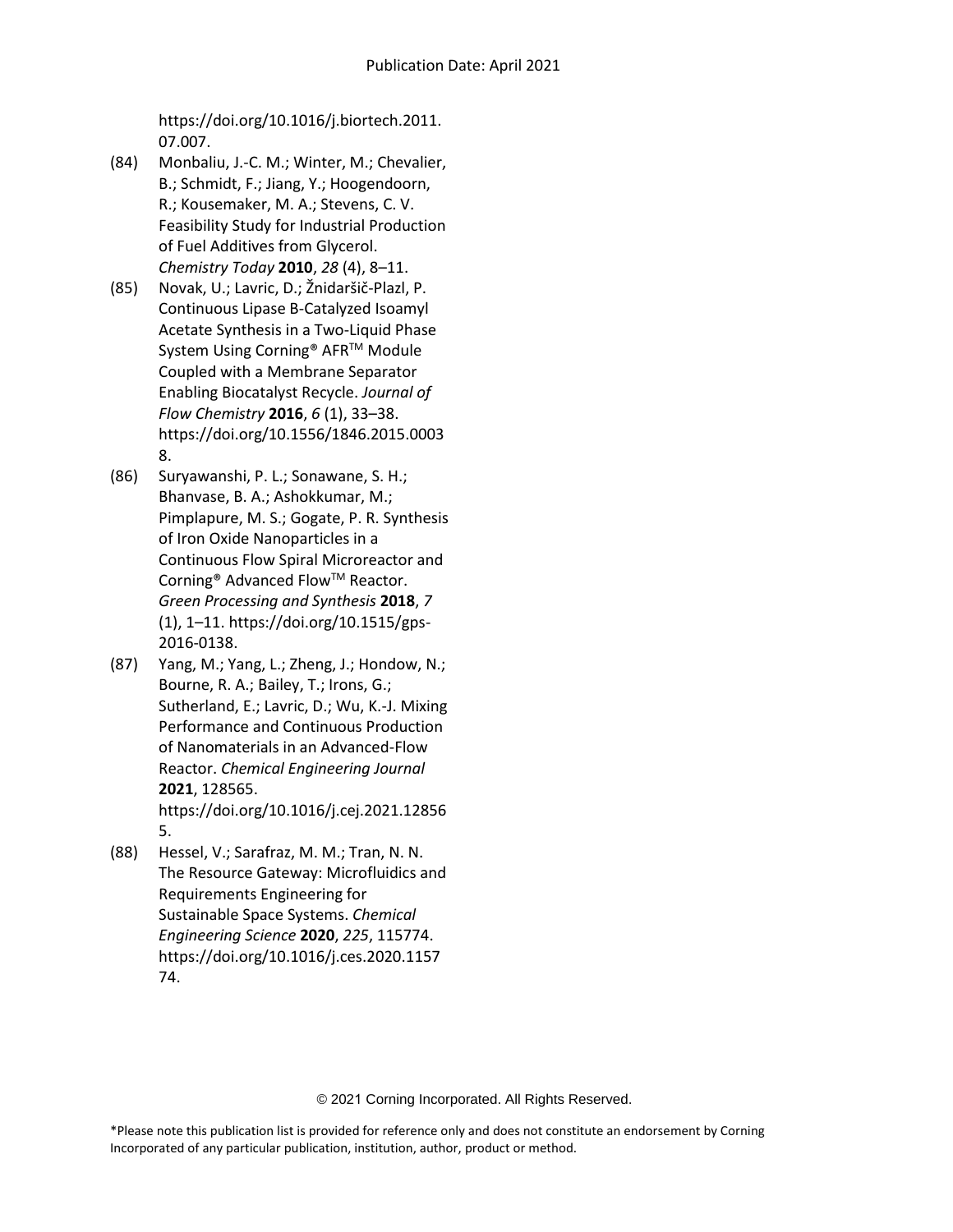https://doi.org/10.1016/j.biortech.2011.07.007.

(84) Monbaliu, J.-C. M.; Winter, M.; Chevalier, B.; Schmidt, F.; Jiang, Y.; Hoogendoorn, R.; Kousemaker, M. A.; Stevens, C. V. Feasibility Study for Industrial Production of Fuel Additives from Glycerol. *Chemistry Today* **2010**, *28* (4), 8–11.

(85) Novak, U.; Lavric, D.; Žnidaršič-Plazl, P. Continuous Lipase B-Catalyzed Isoamyl Acetate Synthesis in a Two-Liquid Phase System Using Corning® AFR™ Module Coupled with a Membrane Separator Enabling Biocatalyst Recycle. *Journal of Flow Chemistry* **2016**, *6* (1), 33–38. https://doi.org/10.1556/1846.2015.00038.

(86) Suryawanshi, P. L.; Sonawane, S. H.; Bhanvase, B. A.; Ashokkumar, M.; Pimplapure, M. S.; Gogate, P. R. Synthesis of Iron Oxide Nanoparticles in a Continuous Flow Spiral Microreactor and Corning® Advanced Flow™ Reactor. *Green Processing and Synthesis* **2018**, *7* (1), 1–11. https://doi.org/10.1515/gps-2016-0138.

(87) Yang, M.; Yang, L.; Zheng, J.; Hondow, N.; Bourne, R. A.; Bailey, T.; Irons, G.; Sutherland, E.; Lavric, D.; Wu, K.-J. Mixing Performance and Continuous Production of Nanomaterials in an Advanced-Flow Reactor. *Chemical Engineering Journal* **2021**, 128565. https://doi.org/10.1016/j.cej.2021.128565.

(88) Hessel, V.; Sarafraz, M. M.; Tran, N. N. The Resource Gateway: Microfluidics and Requirements Engineering for Sustainable Space Systems. *Chemical Engineering Science* **2020**, *225*, 115774. https://doi.org/10.1016/j.ces.2020.115774.

© 2021 Corning Incorporated. All Rights Reserved.

*Please note this publication list is provided for reference only and does not constitute an endorsement by Corning Incorporated of any particular publication, institution, author, product or method.